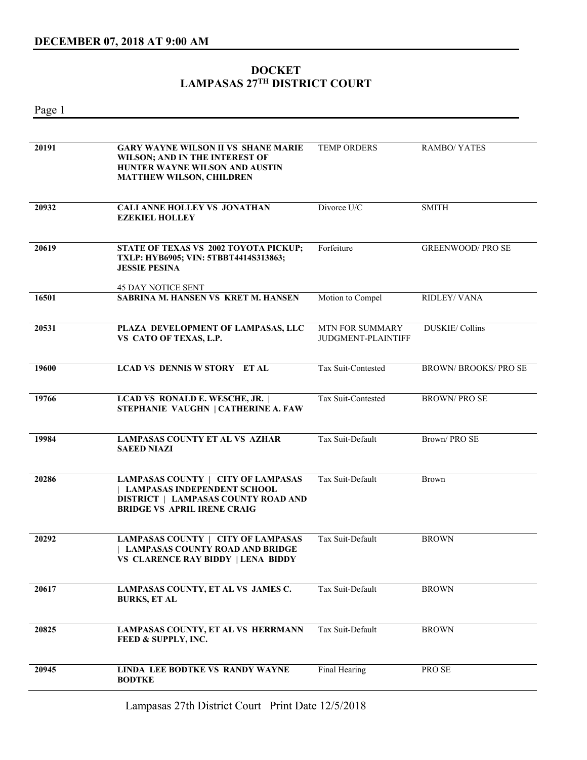## DECEMBER 07, 2018 AT 9:00 AM

# DOCKET
# LAMPASAS 27[TH] DISTRICT COURT

| | | | |
|---|---|---|---|
| **20191** | **GARY WAYNE WILSON II VS SHANE MARIE WILSON; AND IN THE INTEREST OF HUNTER WAYNE WILSON AND AUSTIN MATTHEW WILSON, CHILDREN** | TEMP ORDERS | RAMBO/ YATES |
| **20932** | **CALI ANNE HOLLEY VS JONATHAN EZEKIEL HOLLEY** | Divorce U/C | SMITH |
| **20619** | **STATE OF TEXAS VS 2002 TOYOTA PICKUP; TXLP: HYB6905; VIN: 5TBBT4414S313863; JESSIE PESINA**<br><br>45 DAY NOTICE SENT | Forfeiture | GREENWOOD/ PRO SE |
| **16501** | **SABRINA M. HANSEN VS KRET M. HANSEN** | Motion to Compel | RIDLEY/ VANA |
| **20531** | **PLAZA DEVELOPMENT OF LAMPASAS, LLC VS CATO OF TEXAS, L.P.** | MTN FOR SUMMARY JUDGMENT-PLAINTIFF | DUSKIE/ Collins |
| **19600** | **LCAD VS DENNIS W STORY ET AL** | Tax Suit-Contested | BROWN/ BROOKS/ PRO SE |
| **19766** | **LCAD VS RONALD E. WESCHE, JR. \| STEPHANIE VAUGHN \| CATHERINE A. FAW** | Tax Suit-Contested | BROWN/ PRO SE |
| **19984** | **LAMPASAS COUNTY ET AL VS AZHAR SAEED NIAZI** | Tax Suit-Default | Brown/ PRO SE |
| **20286** | **LAMPASAS COUNTY \| CITY OF LAMPASAS \| LAMPASAS INDEPENDENT SCHOOL DISTRICT \| LAMPASAS COUNTY ROAD AND BRIDGE VS APRIL IRENE CRAIG** | Tax Suit-Default | Brown |
| **20292** | **LAMPASAS COUNTY \| CITY OF LAMPASAS \| LAMPASAS COUNTY ROAD AND BRIDGE VS CLARENCE RAY BIDDY \| LENA BIDDY** | Tax Suit-Default | BROWN |
| **20617** | **LAMPASAS COUNTY, ET AL VS JAMES C. BURKS, ET AL** | Tax Suit-Default | BROWN |
| **20825** | **LAMPASAS COUNTY, ET AL VS HERRMANN FEED & SUPPLY, INC.** | Tax Suit-Default | BROWN |
| **20945** | **LINDA LEE BODTKE VS RANDY WAYNE BODTKE** | Final Hearing | PRO SE |

Lampasas 27th District Court Print Date 12/5/2018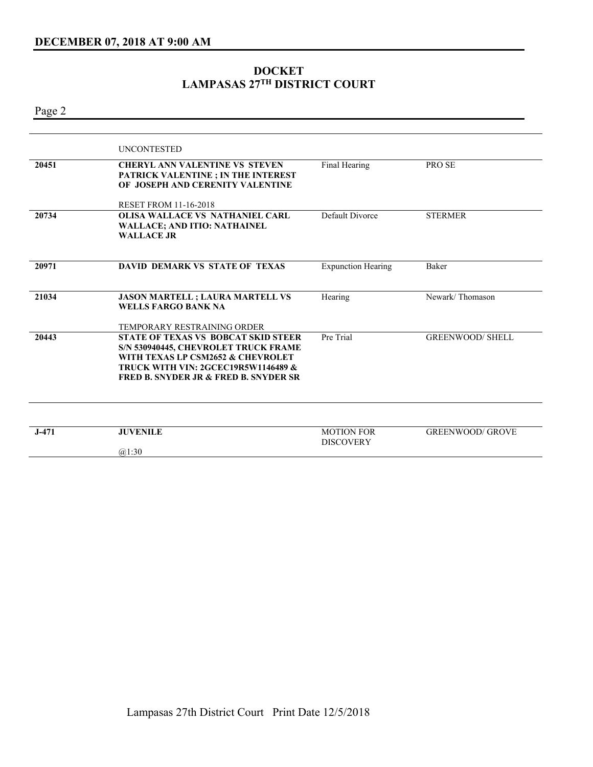## DECEMBER 07, 2018 AT 9:00 AM

# DOCKET
# LAMPASAS 27TH DISTRICT COURT

| | | | |
|---|---|---|---|
| | UNCONTESTED | | |
| **20451** | **CHERYL ANN VALENTINE VS STEVEN PATRICK VALENTINE ; IN THE INTEREST OF JOSEPH AND CERENITY VALENTINE**<br><br>RESET FROM 11-16-2018 | Final Hearing | PRO SE |
| **20734** | **OLISA WALLACE VS NATHANIEL CARL WALLACE; AND ITIO: NATHAINEL WALLACE JR** | Default Divorce | STERMER |
| **20971** | **DAVID DEMARK VS STATE OF TEXAS** | Expunction Hearing | Baker |
| **21034** | **JASON MARTELL ; LAURA MARTELL VS WELLS FARGO BANK NA**<br><br>TEMPORARY RESTRAINING ORDER | Hearing | Newark/ Thomason |
| **20443** | **STATE OF TEXAS VS BOBCAT SKID STEER S/N 530940445, CHEVROLET TRUCK FRAME WITH TEXAS LP CSM2652 & CHEVROLET TRUCK WITH VIN: 2GCEC19R5W1146489 & FRED B. SNYDER JR & FRED B. SNYDER SR** | Pre Trial | GREENWOOD/ SHELL |
| **J-471** | **JUVENILE**<br><br>@1:30 | MOTION FOR DISCOVERY | GREENWOOD/ GROVE |